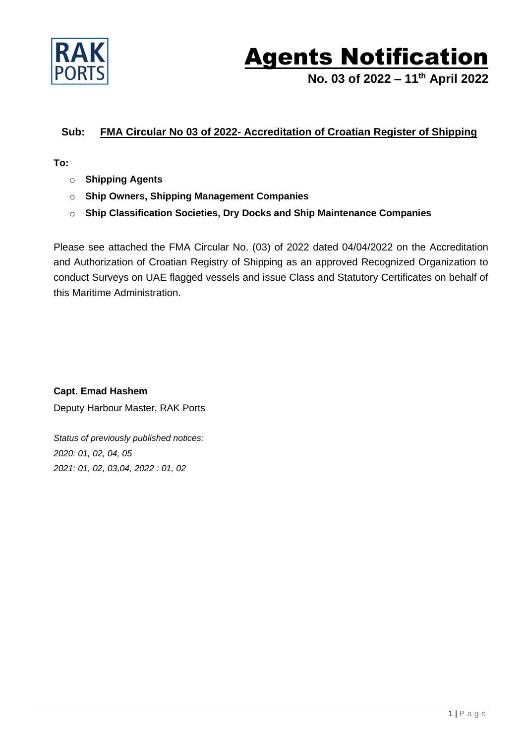RAK PORTS

# Agents Notification

**No. 03 of 2022 – 11th April 2022**

**Sub: FMA Circular No 03 of 2022- Accreditation of Croatian Register of Shipping**

**To:**

- **Shipping Agents**
- **Ship Owners, Shipping Management Companies**
- **Ship Classification Societies, Dry Docks and Ship Maintenance Companies**

Please see attached the FMA Circular No. (03) of 2022 dated 04/04/2022 on the Accreditation and Authorization of Croatian Registry of Shipping as an approved Recognized Organization to conduct Surveys on UAE flagged vessels and issue Class and Statutory Certificates on behalf of this Maritime Administration.

**Capt. Emad Hashem**

Deputy Harbour Master, RAK Ports

*Status of previously published notices:*

*2020: 01, 02, 04, 05*

*2021: 01, 02, 03,04, 2022 : 01, 02*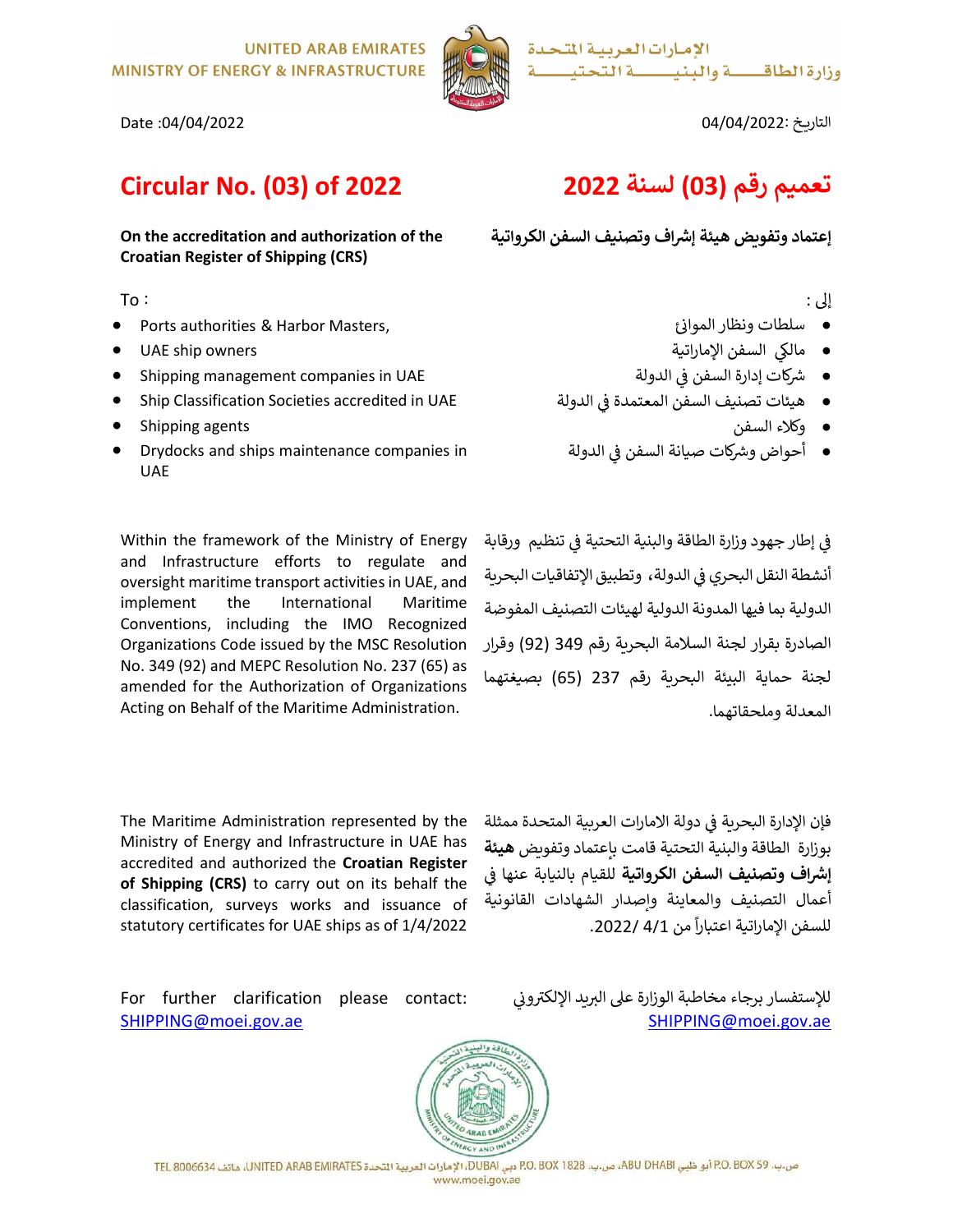UNITED ARAB EMIRATES
MINISTRY OF ENERGY & INFRASTRUCTURE

الإمارات العربية المتحدة
وزارة الطاقة والبنية التحتية

Date :04/04/2022

التاريخ :04/04/2022

# Circular No. (03) of 2022

# تعميم رقم (03) لسنة 2022

**On the accreditation and authorization of the Croatian Register of Shipping (CRS)**

**إعتماد وتفويض هيئة إشراف وتصنيف السفن الكرواتية**

To :

- Ports authorities & Harbor Masters,
- UAE ship owners
- Shipping management companies in UAE
- Ship Classification Societies accredited in UAE
- Shipping agents
- Drydocks and ships maintenance companies in UAE

إلى :

- سلطات ونظار الموانئ
- مالكي السفن الإماراتية
- شركات إدارة السفن في الدولة
- هيئات تصنيف السفن المعتمدة في الدولة
- وكلاء السفن
- أحواض وشركات صيانة السفن في الدولة

Within the framework of the Ministry of Energy and Infrastructure efforts to regulate and oversight maritime transport activities in UAE, and implement the International Maritime Conventions, including the IMO Recognized Organizations Code issued by the MSC Resolution No. 349 (92) and MEPC Resolution No. 237 (65) as amended for the Authorization of Organizations Acting on Behalf of the Maritime Administration.

في إطار جهود وزارة الطاقة والبنية التحتية في تنظيم ورقابة أنشطة النقل البحري في الدولة، وتطبيق الإتفاقيات البحرية الدولية بما فيها المدونة الدولية لهيئات التصنيف المفوضة الصادرة بقرار لجنة السلامة البحرية رقم 349 (92) وقرار لجنة حماية البيئة البحرية رقم 237 (65) بصيغتهما المعدلة وملحقاتهما.

The Maritime Administration represented by the Ministry of Energy and Infrastructure in UAE has accredited and authorized the **Croatian Register of Shipping (CRS)** to carry out on its behalf the classification, surveys works and issuance of statutory certificates for UAE ships as of 1/4/2022

فإن الإدارة البحرية في دولة الامارات العربية المتحدة ممثلة بوزارة الطاقة والبنية التحتية قامت بإعتماد وتفويض **هيئة إشراف وتصنيف السفن الكرواتية** للقيام بالنيابة عنها في أعمال التصنيف والمعاينة وإصدار الشهادات القانونية للسفن الإماراتية اعتباراً من 1/4 /2022.

For further clarification please contact: SHIPPING@moei.gov.ae

للإستفسار برجاء مخاطبة الوزارة على البريد الإلكتروني SHIPPING@moei.gov.ae

ص.ب. P.O. BOX 59 أبو ظبي ABU DHABI، ص.ب. P.O. BOX 1828 دبي DUBAI، الإمارات العربية المتحدة UNITED ARAB EMIRATES، هاتف TEL 8006634
www.moei.gov.ae